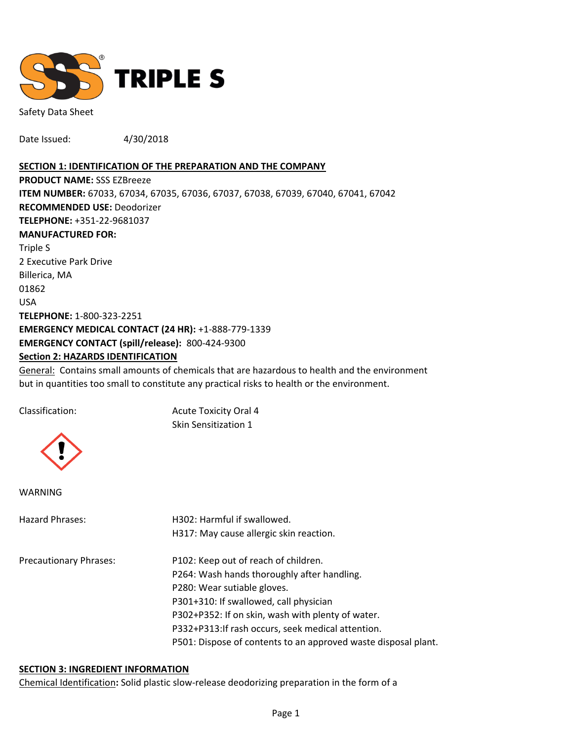TRIPLE S

Safety Data Sheet

Date Issued: 4/30/2018

## SECTION 1: IDENTIFICATION OF THE PREPARATION AND THE COMPANY

**PRODUCT NAME:** SSS EZBreeze
**ITEM NUMBER:** 67033, 67034, 67035, 67036, 67037, 67038, 67039, 67040, 67041, 67042
**RECOMMENDED USE:** Deodorizer
**TELEPHONE:** +351-22-9681037
**MANUFACTURED FOR:**
Triple S
2 Executive Park Drive
Billerica, MA
01862
USA
**TELEPHONE:** 1-800-323-2251
**EMERGENCY MEDICAL CONTACT (24 HR):** +1-888-779-1339
**EMERGENCY CONTACT (spill/release):** 800-424-9300

## Section 2: HAZARDS IDENTIFICATION

General: Contains small amounts of chemicals that are hazardous to health and the environment but in quantities too small to constitute any practical risks to health or the environment.

Classification: Acute Toxicity Oral 4
Skin Sensitization 1

WARNING

Hazard Phrases:
H302: Harmful if swallowed.
H317: May cause allergic skin reaction.

Precautionary Phrases:
P102: Keep out of reach of children.
P264: Wash hands thoroughly after handling.
P280: Wear sutiable gloves.
P301+310: If swallowed, call physician
P302+P352: If on skin, wash with plenty of water.
P332+P313:If rash occurs, seek medical attention.
P501: Dispose of contents to an approved waste disposal plant.

## SECTION 3: INGREDIENT INFORMATION

Chemical Identification**:** Solid plastic slow-release deodorizing preparation in the form of a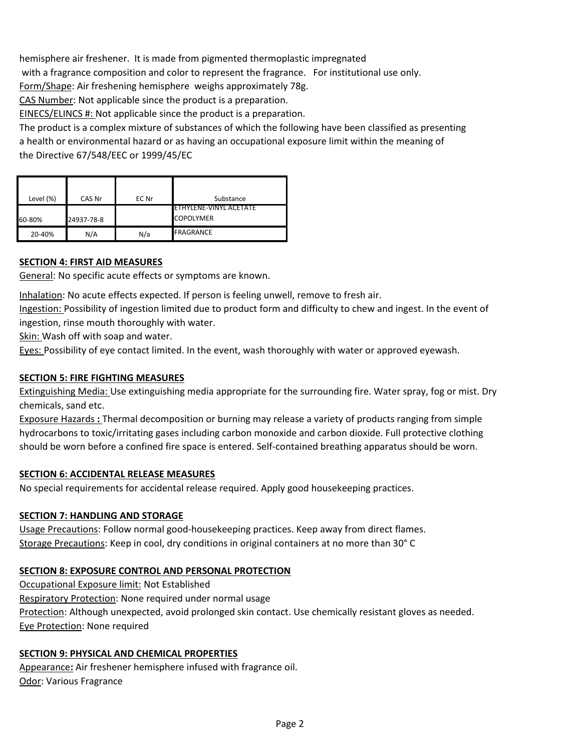hemisphere air freshener. It is made from pigmented thermoplastic impregnated with a fragrance composition and color to represent the fragrance. For institutional use only.

Form/Shape: Air freshening hemisphere weighs approximately 78g.

CAS Number: Not applicable since the product is a preparation.

EINECS/ELINCS #: Not applicable since the product is a preparation.

The product is a complex mixture of substances of which the following have been classified as presenting a health or environmental hazard or as having an occupational exposure limit within the meaning of the Directive 67/548/EEC or 1999/45/EC

| Level (%) | CAS Nr | EC Nr | Substance |
|---|---|---|---|
| 60-80% | 24937-78-8 | | ETHYLENE-VINYL ACETATE COPOLYMER |
| 20-40% | N/A | N/a | FRAGRANCE |

**SECTION 4: FIRST AID MEASURES**

General: No specific acute effects or symptoms are known.

Inhalation: No acute effects expected. If person is feeling unwell, remove to fresh air.

Ingestion: Possibility of ingestion limited due to product form and difficulty to chew and ingest. In the event of ingestion, rinse mouth thoroughly with water.

Skin: Wash off with soap and water.

Eyes: Possibility of eye contact limited. In the event, wash thoroughly with water or approved eyewash.

**SECTION 5: FIRE FIGHTING MEASURES**

Extinguishing Media: Use extinguishing media appropriate for the surrounding fire. Water spray, fog or mist. Dry chemicals, sand etc.

Exposure Hazards **:** Thermal decomposition or burning may release a variety of products ranging from simple hydrocarbons to toxic/irritating gases including carbon monoxide and carbon dioxide. Full protective clothing should be worn before a confined fire space is entered. Self-contained breathing apparatus should be worn.

**SECTION 6: ACCIDENTAL RELEASE MEASURES**

No special requirements for accidental release required. Apply good housekeeping practices.

**SECTION 7: HANDLING AND STORAGE**

Usage Precautions: Follow normal good-housekeeping practices. Keep away from direct flames.

Storage Precautions: Keep in cool, dry conditions in original containers at no more than 30° C

**SECTION 8: EXPOSURE CONTROL AND PERSONAL PROTECTION**

Occupational Exposure limit: Not Established

Respiratory Protection: None required under normal usage

Protection: Although unexpected, avoid prolonged skin contact. Use chemically resistant gloves as needed.

Eye Protection: None required

**SECTION 9: PHYSICAL AND CHEMICAL PROPERTIES**

Appearance**:** Air freshener hemisphere infused with fragrance oil.

Odor: Various Fragrance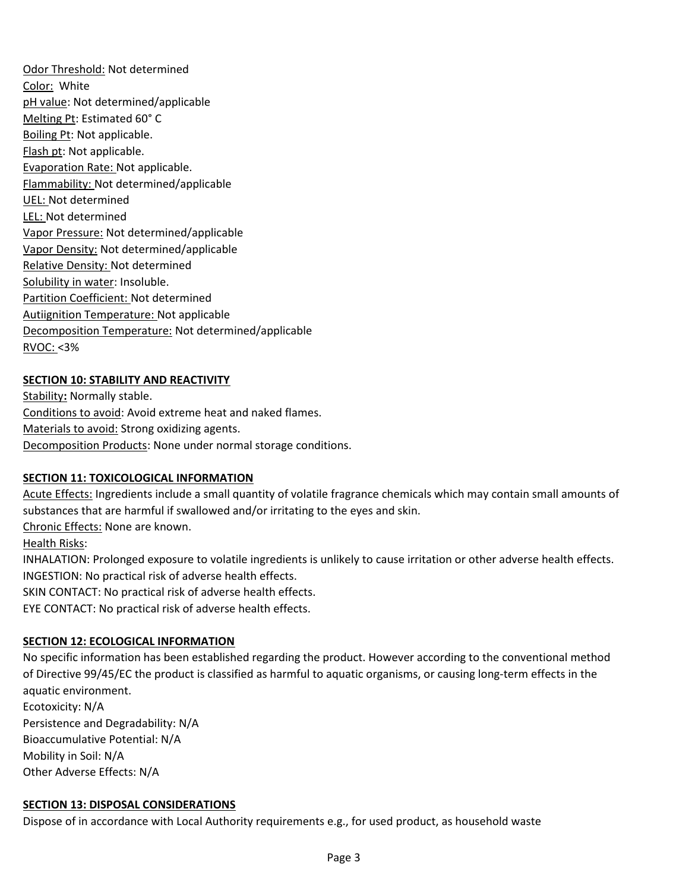Odor Threshold: Not determined
Color: White
pH value: Not determined/applicable
Melting Pt: Estimated 60° C
Boiling Pt: Not applicable.
Flash pt: Not applicable.
Evaporation Rate: Not applicable.
Flammability: Not determined/applicable
UEL: Not determined
LEL: Not determined
Vapor Pressure: Not determined/applicable
Vapor Density: Not determined/applicable
Relative Density: Not determined
Solubility in water: Insoluble.
Partition Coefficient: Not determined
Autiignition Temperature: Not applicable
Decomposition Temperature: Not determined/applicable
RVOC: <3%

## SECTION 10: STABILITY AND REACTIVITY

Stability: Normally stable.
Conditions to avoid: Avoid extreme heat and naked flames.
Materials to avoid: Strong oxidizing agents.
Decomposition Products: None under normal storage conditions.

## SECTION 11: TOXICOLOGICAL INFORMATION

Acute Effects: Ingredients include a small quantity of volatile fragrance chemicals which may contain small amounts of substances that are harmful if swallowed and/or irritating to the eyes and skin.
Chronic Effects: None are known.
Health Risks:
INHALATION: Prolonged exposure to volatile ingredients is unlikely to cause irritation or other adverse health effects.
INGESTION: No practical risk of adverse health effects.
SKIN CONTACT: No practical risk of adverse health effects.
EYE CONTACT: No practical risk of adverse health effects.

## SECTION 12: ECOLOGICAL INFORMATION

No specific information has been established regarding the product. However according to the conventional method of Directive 99/45/EC the product is classified as harmful to aquatic organisms, or causing long-term effects in the aquatic environment.
Ecotoxicity: N/A
Persistence and Degradability: N/A
Bioaccumulative Potential: N/A
Mobility in Soil: N/A
Other Adverse Effects: N/A

## SECTION 13: DISPOSAL CONSIDERATIONS

Dispose of in accordance with Local Authority requirements e.g., for used product, as household waste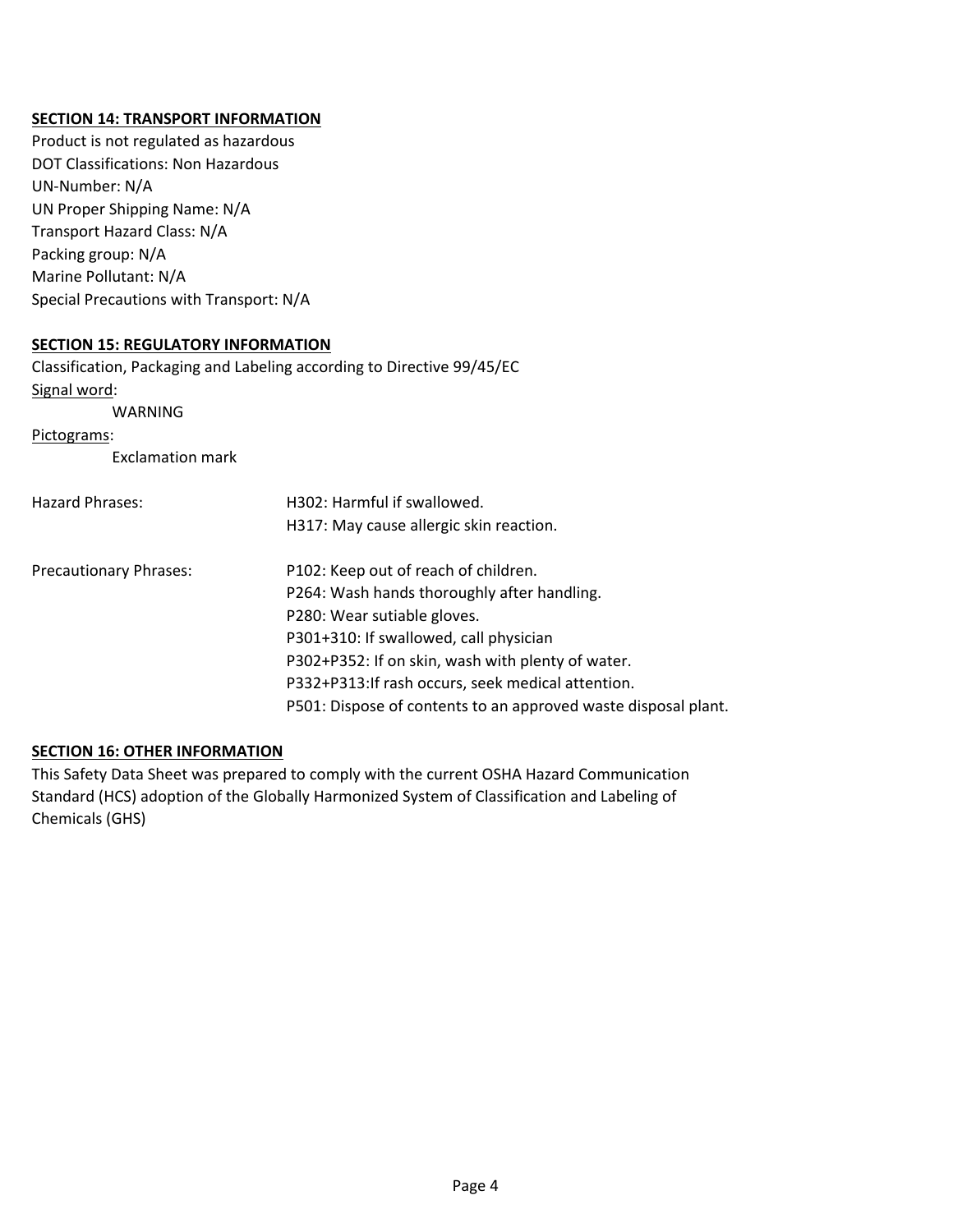**SECTION 14: TRANSPORT INFORMATION**

Product is not regulated as hazardous
DOT Classifications: Non Hazardous
UN-Number: N/A
UN Proper Shipping Name: N/A
Transport Hazard Class: N/A
Packing group: N/A
Marine Pollutant: N/A
Special Precautions with Transport: N/A

**SECTION 15: REGULATORY INFORMATION**

Classification, Packaging and Labeling according to Directive 99/45/EC

Signal word:

WARNING

Pictograms:

Exclamation mark

| | |
|---|---|
| Hazard Phrases: | H302: Harmful if swallowed.<br>H317: May cause allergic skin reaction. |
| Precautionary Phrases: | P102: Keep out of reach of children.<br>P264: Wash hands thoroughly after handling.<br>P280: Wear sutiable gloves.<br>P301+310: If swallowed, call physician<br>P302+P352: If on skin, wash with plenty of water.<br>P332+P313:If rash occurs, seek medical attention.<br>P501: Dispose of contents to an approved waste disposal plant. |

**SECTION 16: OTHER INFORMATION**

This Safety Data Sheet was prepared to comply with the current OSHA Hazard Communication Standard (HCS) adoption of the Globally Harmonized System of Classification and Labeling of Chemicals (GHS)